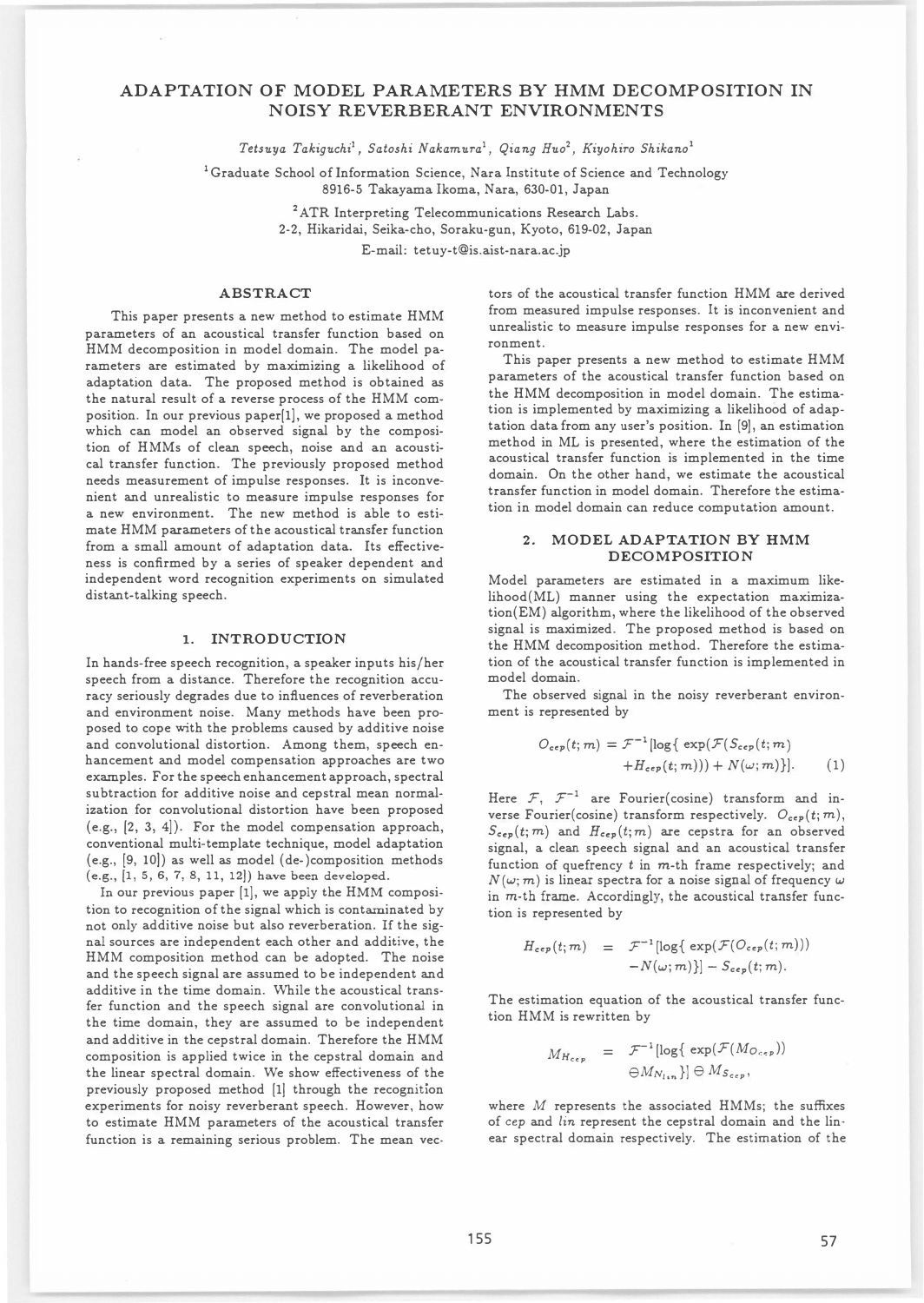# ADAPTATION OF MODEL PARAMETERS BY HMM DECOMPOSITION IN NOISY REVERBERANT ENVIRONMENTS

*Tetsuya Takiguchi*[1], *Satoshi Nakamura*[1], *Qiang Huo*[2], *Kiyohiro Shikano*[1]

[1]Graduate School of Information Science, Nara Institute of Science and Technology
8916-5 Takayama Ikoma, Nara, 630-01, Japan

[2]ATR Interpreting Telecommunications Research Labs.
2-2, Hikaridai, Seika-cho, Soraku-gun, Kyoto, 619-02, Japan

E-mail: tetuy-t@is.aist-nara.ac.jp

## ABSTRACT

This paper presents a new method to estimate HMM parameters of an acoustical transfer function based on HMM decomposition in model domain. The model parameters are estimated by maximizing a likelihood of adaptation data. The proposed method is obtained as the natural result of a reverse process of the HMM composition. In our previous paper[1], we proposed a method which can model an observed signal by the composition of HMMs of clean speech, noise and an acoustical transfer function. The previously proposed method needs measurement of impulse responses. It is inconvenient and unrealistic to measure impulse responses for a new environment. The new method is able to estimate HMM parameters of the acoustical transfer function from a small amount of adaptation data. Its effectiveness is confirmed by a series of speaker dependent and independent word recognition experiments on simulated distant-talking speech.

## 1. INTRODUCTION

In hands-free speech recognition, a speaker inputs his/her speech from a distance. Therefore the recognition accuracy seriously degrades due to influences of reverberation and environment noise. Many methods have been proposed to cope with the problems caused by additive noise and convolutional distortion. Among them, speech enhancement and model compensation approaches are two examples. For the speech enhancement approach, spectral subtraction for additive noise and cepstral mean normalization for convolutional distortion have been proposed (e.g., [2, 3, 4]). For the model compensation approach, conventional multi-template technique, model adaptation (e.g., [9, 10]) as well as model (de-)composition methods (e.g., [1, 5, 6, 7, 8, 11, 12]) have been developed.

In our previous paper [1], we apply the HMM composition to recognition of the signal which is contaminated by not only additive noise but also reverberation. If the signal sources are independent each other and additive, the HMM composition method can be adopted. The noise and the speech signal are assumed to be independent and additive in the time domain. While the acoustical transfer function and the speech signal are convolutional in the time domain, they are assumed to be independent and additive in the cepstral domain. Therefore the HMM composition is applied twice in the cepstral domain and the linear spectral domain. We show effectiveness of the previously proposed method [1] through the recognition experiments for noisy reverberant speech. However, how to estimate HMM parameters of the acoustical transfer function is a remaining serious problem. The mean vectors of the acoustical transfer function HMM are derived from measured impulse responses. It is inconvenient and unrealistic to measure impulse responses for a new environment.

This paper presents a new method to estimate HMM parameters of the acoustical transfer function based on the HMM decomposition in model domain. The estimation is implemented by maximizing a likelihood of adaptation data from any user's position. In [9], an estimation method in ML is presented, where the estimation of the acoustical transfer function is implemented in the time domain. On the other hand, we estimate the acoustical transfer function in model domain. Therefore the estimation in model domain can reduce computation amount.

## 2. MODEL ADAPTATION BY HMM DECOMPOSITION

Model parameters are estimated in a maximum likelihood(ML) manner using the expectation maximization(EM) algorithm, where the likelihood of the observed signal is maximized. The proposed method is based on the HMM decomposition method. Therefore the estimation of the acoustical transfer function is implemented in model domain.

The observed signal in the noisy reverberant environment is represented by

$$O_{cep}(t;m) = \mathcal{F}^{-1}[\log\{\exp(\mathcal{F}(S_{cep}(t;m) + H_{cep}(t;m))) + N(\omega;m)\}]. \quad (1)$$

Here $\mathcal{F}$, $\mathcal{F}^{-1}$ are Fourier(cosine) transform and inverse Fourier(cosine) transform respectively. $O_{cep}(t;m)$, $S_{cep}(t;m)$ and $H_{cep}(t;m)$ are cepstra for an observed signal, a clean speech signal and an acoustical transfer function of quefrency $t$ in $m$-th frame respectively; and $N(\omega;m)$ is linear spectra for a noise signal of frequency $\omega$ in $m$-th frame. Accordingly, the acoustical transfer function is represented by

$$H_{cep}(t;m) = \mathcal{F}^{-1}[\log\{\exp(\mathcal{F}(O_{cep}(t;m))) - N(\omega;m)\}] - S_{cep}(t;m).$$

The estimation equation of the acoustical transfer function HMM is rewritten by

$$M_{H_{cep}} = \mathcal{F}^{-1}[\log\{\exp(\mathcal{F}(M_{O_{cep}})) \ominus M_{N_{lin}}\}] \ominus M_{S_{cep}},$$

where $M$ represents the associated HMMs; the suffixes of *cep* and *lin* represent the cepstral domain and the linear spectral domain respectively. The estimation of the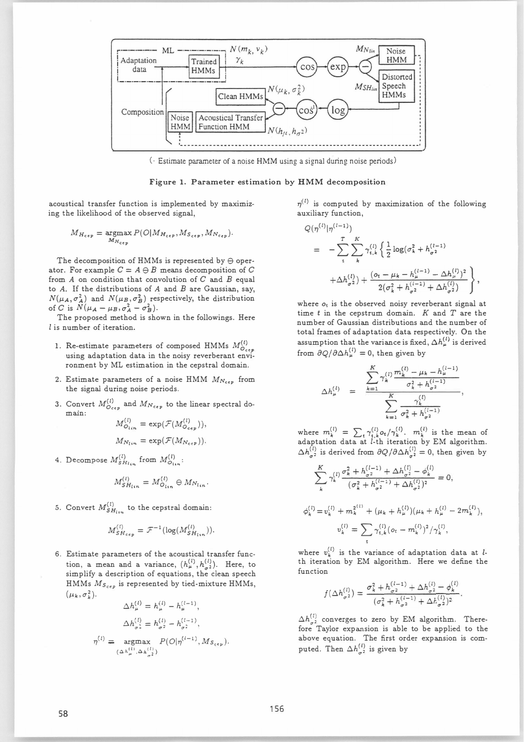(· Estimate parameter of a noise HMM using a signal during noise periods)

**Figure 1. Parameter estimation by HMM decomposition**

acoustical transfer function is implemented by maximizing the likelihood of the observed signal,

$$M_{H_{cep}} = \underset{M_{H_{cep}}}{\text{argmax}}\, P(O|M_{H_{cep}}, M_{S_{cep}}, M_{N_{cep}}).$$

The decomposition of HMMs is represented by $\ominus$ operator. For example $C = A \ominus B$ means decomposition of $C$ from $A$ on condition that convolution of $C$ and $B$ equal to $A$. If the distributions of $A$ and $B$ are Gaussian, say, $N(\mu_A, \sigma_A^2)$ and $N(\mu_B, \sigma_B^2)$ respectively, the distribution of $C$ is $N(\mu_A - \mu_B, \sigma_A^2 - \sigma_B^2)$.

The proposed method is shown in the followings. Here $l$ is number of iteration.

1. Re-estimate parameters of composed HMMs $M_{O_{cep}}^{(l)}$ using adaptation data in the noisy reverberant environment by ML estimation in the cepstral domain.
2. Estimate parameters of a noise HMM $M_{N_{cep}}$ from the signal during noise periods.
3. Convert $M_{O_{cep}}^{(l)}$ and $M_{N_{cep}}$ to the linear spectral domain:
$$M_{O_{lin}}^{(l)} = \exp(\mathcal{F}(M_{O_{cep}}^{(l)})),$$
$$M_{N_{lin}} = \exp(\mathcal{F}(M_{N_{cep}})).$$
4. Decompose $M_{SH_{lin}}^{(l)}$ from $M_{O_{lin}}^{(l)}$:
$$M_{SH_{lin}}^{(l)} = M_{O_{lin}}^{(l)} \ominus M_{N_{lin}}.$$
5. Convert $M_{SH_{lin}}^{(l)}$ to the cepstral domain:
$$M_{SH_{cep}}^{(l)} = \mathcal{F}^{-1}(\log(M_{SH_{lin}}^{(l)})).$$
6. Estimate parameters of the acoustical transfer function, a mean and a variance, $(h_\mu^{(l)}, h_{\sigma^2}^{(l)})$. Here, to simplify a description of equations, the clean speech HMMs $M_{S_{cep}}$ is represented by tied-mixture HMMs, $(\mu_k, \sigma_k^2)$.
$$\Delta h_\mu^{(l)} = h_\mu^{(l)} - h_\mu^{(l-1)},$$
$$\Delta h_{\sigma^2}^{(l)} = h_{\sigma^2}^{(l)} - h_{\sigma^2}^{(l-1)},$$
$$\eta^{(l)} = \underset{(\Delta h_\mu^{(l)}, \Delta h_{\sigma^2}^{(l)})}{\text{argmax}}\, P(O|\eta^{(l-1)}, M_{S_{cep}}).$$

$\eta^{(l)}$ is computed by maximization of the following auxiliary function,

$$Q(\eta^{(l)}|\eta^{(l-1)}) = -\sum_t^T \sum_k^K \gamma_{t,k}^{(l)} \left\{ \frac{1}{2}\log(\sigma_k^2 + h_{\sigma^2}^{(l-1)} + \Delta h_{\sigma^2}^{(l)}) + \frac{(o_t - \mu_k - h_\mu^{(l-1)} - \Delta h_\mu^{(l)})^2}{2(\sigma_k^2 + h_{\sigma^2}^{(l-1)} + \Delta h_{\sigma^2}^{(l)})} \right\},$$

where $o_t$ is the observed noisy reverberant signal at time $t$ in the cepstrum domain. $K$ and $T$ are the number of Gaussian distributions and the number of total frames of adaptation data respectively. On the assumption that the variance is fixed, $\Delta h_\mu^{(l)}$ is derived from $\partial Q/\partial \Delta h_\mu^{(l)} = 0$, then given by

$$\Delta h_\mu^{(l)} = \frac{\displaystyle\sum_{k=1}^{K} \gamma_k^{(l)} \frac{m_k^{(l)} - \mu_k - h_\mu^{(l-1)}}{\sigma_k^2 + h_{\sigma^2}^{(l-1)}}}{\displaystyle\sum_{k=1}^{K} \frac{\gamma_k^{(l)}}{\sigma_k^2 + h_{\sigma^2}^{(l-1)}}},$$

where $m_k^{(l)} = \sum_t \gamma_{t,k}^{(l)} o_t / \gamma_k^{(l)}$. $m_k^{(l)}$ is the mean of adaptation data at $l$-th iteration by EM algorithm. $\Delta h_{\sigma^2}^{(l)}$ is derived from $\partial Q/\partial \Delta h_{\sigma^2}^{(l)} = 0$, then given by

$$\sum_k^K \gamma_k^{(l)} \frac{\sigma_k^2 + h_{\sigma^2}^{(l-1)} + \Delta h_{\sigma^2}^{(l)} - \phi_k^{(l)}}{(\sigma_k^2 + h_{\sigma^2}^{(l-1)} + \Delta h_{\sigma^2}^{(l)})^2} = 0,$$

$$\phi_k^{(l)} = v_k^{(l)} + m_k^{2^{(l)}} + (\mu_k + h_\mu^{(l)})(\mu_k + h_\mu^{(l)} - 2m_k^{(l)}),$$

$$v_k^{(l)} = \sum_t \gamma_{t,k}^{(l)} (o_t - m_k^{(l)})^2 / \gamma_k^{(l)},$$

where $v_k^{(l)}$ is the variance of adaptation data at $l$-th iteration by EM algorithm. Here we define the function

$$f(\Delta h_{\sigma^2}^{(l)}) = \frac{\sigma_k^2 + h_{\sigma^2}^{(l-1)} + \Delta h_{\sigma^2}^{(l)} - \phi_k^{(l)}}{(\sigma_k^2 + h_{\sigma^2}^{(l-1)} + \Delta h_{\sigma^2}^{(l)})^2}.$$

$\Delta h_{\sigma^2}^{(l)}$ converges to zero by EM algorithm. Therefore Taylor expansion is able to be applied to the above equation. The first order expansion is computed. Then $\Delta h_{\sigma^2}^{(l)}$ is given by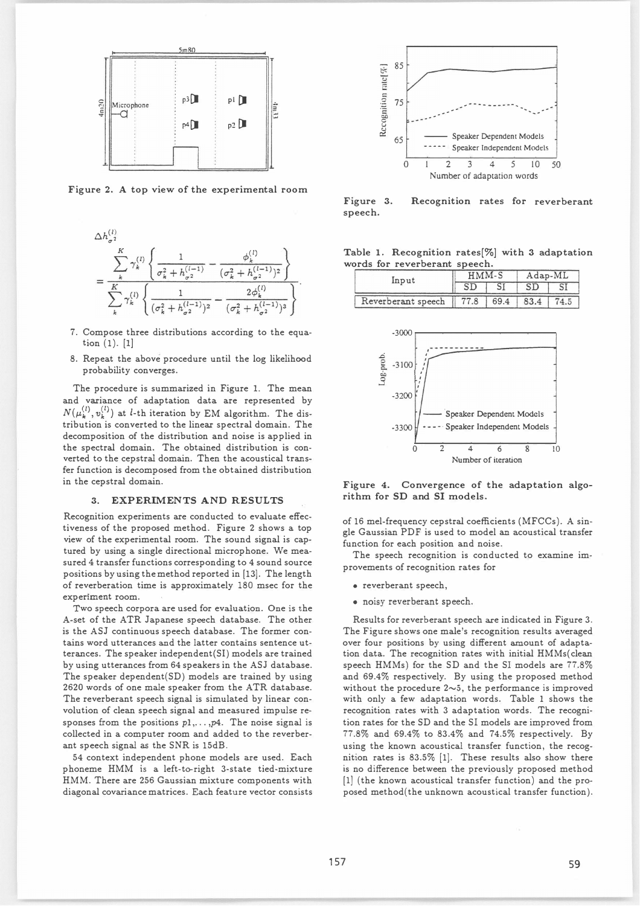Figure 2. A top view of the experimental room

$$\Delta h_{\sigma^2}^{(l)} = \frac{\sum_k^K \gamma_k^{(l)} \left\{ \frac{1}{\sigma_k^2 + h_{\sigma^2}^{(l-1)}} - \frac{\phi_k^{(l)}}{(\sigma_k^2 + h_{\sigma^2}^{(l-1)})^2} \right\}}{\sum_k^K \gamma_k^{(l)} \left\{ \frac{1}{(\sigma_k^2 + h_{\sigma^2}^{(l-1)})^2} - \frac{2\phi_k^{(l)}}{(\sigma_k^2 + h_{\sigma^2}^{(l-1)})^3} \right\}}.$$

7. Compose three distributions according to the equation (1). [1]
8. Repeat the above procedure until the log likelihood probability converges.

The procedure is summarized in Figure 1. The mean and variance of adaptation data are represented by $N(\mu_k^{(l)}, v_k^{(l)})$ at $l$-th iteration by EM algorithm. The distribution is converted to the linear spectral domain. The decomposition of the distribution and noise is applied in the spectral domain. The obtained distribution is converted to the cepstral domain. Then the acoustical transfer function is decomposed from the obtained distribution in the cepstral domain.

## 3. EXPERIMENTS AND RESULTS

Recognition experiments are conducted to evaluate effectiveness of the proposed method. Figure 2 shows a top view of the experimental room. The sound signal is captured by using a single directional microphone. We measured 4 transfer functions corresponding to 4 sound source positions by using the method reported in [13]. The length of reverberation time is approximately 180 msec for the experiment room.

Two speech corpora are used for evaluation. One is the A-set of the ATR Japanese speech database. The other is the ASJ continuous speech database. The former contains word utterances and the latter contains sentence utterances. The speaker independent(SI) models are trained by using utterances from 64 speakers in the ASJ database. The speaker dependent(SD) models are trained by using 2620 words of one male speaker from the ATR database. The reverberant speech signal is simulated by linear convolution of clean speech signal and measured impulse responses from the positions $p1, \ldots, p4$. The noise signal is collected in a computer room and added to the reverberant speech signal as the SNR is 15dB.

54 context independent phone models are used. Each phoneme HMM is a left-to-right 3-state tied-mixture HMM. There are 256 Gaussian mixture components with diagonal covariance matrices. Each feature vector consists of 16 mel-frequency cepstral coefficients (MFCCs). A single Gaussian PDF is used to model an acoustical transfer function for each position and noise.

The speech recognition is conducted to examine improvements of recognition rates for

- reverberant speech,
- noisy reverberant speech.

Results for reverberant speech are indicated in Figure 3. The Figure shows one male's recognition results averaged over four positions by using different amount of adaptation data. The recognition rates with initial HMMs(clean speech HMMs) for the SD and the SI models are 77.8% and 69.4% respectively. By using the proposed method without the procedure 2∼5, the performance is improved with only a few adaptation words. Table 1 shows the recognition rates with 3 adaptation words. The recognition rates for the SD and the SI models are improved from 77.8% and 69.4% to 83.4% and 74.5% respectively. By using the known acoustical transfer function, the recognition rates is 83.5% [1]. These results also show there is no difference between the previously proposed method [1] (the known acoustical transfer function) and the proposed method(the unknown acoustical transfer function).

Figure 3. Recognition rates for reverberant speech.

Table 1. Recognition rates[%] with 3 adaptation words for reverberant speech.

| Input | HMM-S | | Adap-ML | |
|---|---|---|---|---|
| | SD | SI | SD | SI |
| Reverberant speech | 77.8 | 69.4 | 83.4 | 74.5 |

Figure 4. Convergence of the adaptation algorithm for SD and SI models.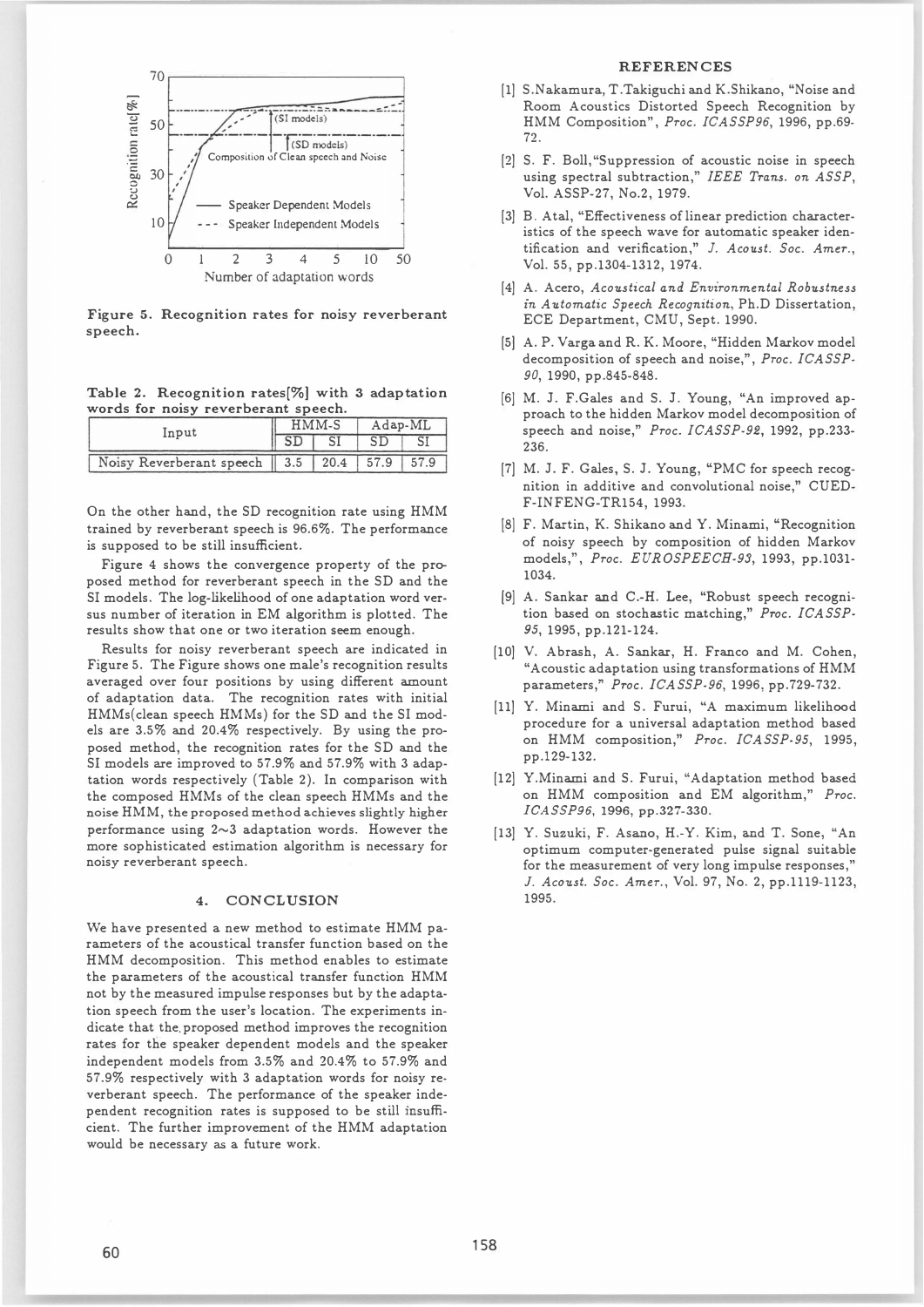70

Recognition rate[%]

50

30

10

(SI models)

(SD models)

Composition of Clean speech and Noise

—— Speaker Dependent Models

- - - Speaker Independent Models

0 1 2 3 4 5 10 50

Number of adaptation words

**Figure 5. Recognition rates for noisy reverberant speech.**

**Table 2. Recognition rates[%] with 3 adaptation words for noisy reverberant speech.**

| Input | HMM-S | | Adap-ML | |
|---|---|---|---|---|
| | SD | SI | SD | SI |
| Noisy Reverberant speech | 3.5 | 20.4 | 57.9 | 57.9 |

On the other hand, the SD recognition rate using HMM trained by reverberant speech is 96.6%. The performance is supposed to be still insufficient.

Figure 4 shows the convergence property of the proposed method for reverberant speech in the SD and the SI models. The log-likelihood of one adaptation word versus number of iteration in EM algorithm is plotted. The results show that one or two iteration seem enough.

Results for noisy reverberant speech are indicated in Figure 5. The Figure shows one male's recognition results averaged over four positions by using different amount of adaptation data. The recognition rates with initial HMMs(clean speech HMMs) for the SD and the SI models are 3.5% and 20.4% respectively. By using the proposed method, the recognition rates for the SD and the SI models are improved to 57.9% and 57.9% with 3 adaptation words respectively (Table 2). In comparison with the composed HMMs of the clean speech HMMs and the noise HMM, the proposed method achieves slightly higher performance using 2~3 adaptation words. However the more sophisticated estimation algorithm is necessary for noisy reverberant speech.

## 4. CONCLUSION

We have presented a new method to estimate HMM parameters of the acoustical transfer function based on the HMM decomposition. This method enables to estimate the parameters of the acoustical transfer function HMM not by the measured impulse responses but by the adaptation speech from the user's location. The experiments indicate that the proposed method improves the recognition rates for the speaker dependent models and the speaker independent models from 3.5% and 20.4% to 57.9% and 57.9% respectively with 3 adaptation words for noisy reverberant speech. The performance of the speaker independent recognition rates is supposed to be still insufficient. The further improvement of the HMM adaptation would be necessary as a future work.

## REFERENCES

[1] S.Nakamura, T.Takiguchi and K.Shikano, "Noise and Room Acoustics Distorted Speech Recognition by HMM Composition", *Proc. ICASSP96*, 1996, pp.69-72.

[2] S. F. Boll, "Suppression of acoustic noise in speech using spectral subtraction," *IEEE Trans. on ASSP*, Vol. ASSP-27, No.2, 1979.

[3] B. Atal, "Effectiveness of linear prediction characteristics of the speech wave for automatic speaker identification and verification," *J. Acoust. Soc. Amer.*, Vol. 55, pp.1304-1312, 1974.

[4] A. Acero, *Acoustical and Environmental Robustness in Automatic Speech Recognition*, Ph.D Dissertation, ECE Department, CMU, Sept. 1990.

[5] A. P. Varga and R. K. Moore, "Hidden Markov model decomposition of speech and noise,", *Proc. ICASSP-90*, 1990, pp.845-848.

[6] M. J. F.Gales and S. J. Young, "An improved approach to the hidden Markov model decomposition of speech and noise," *Proc. ICASSP-92*, 1992, pp.233-236.

[7] M. J. F. Gales, S. J. Young, "PMC for speech recognition in additive and convolutional noise," CUED-F-INFENG-TR154, 1993.

[8] F. Martin, K. Shikano and Y. Minami, "Recognition of noisy speech by composition of hidden Markov models,", *Proc. EUROSPEECH-93*, 1993, pp.1031-1034.

[9] A. Sankar and C.-H. Lee, "Robust speech recognition based on stochastic matching," *Proc. ICASSP-95*, 1995, pp.121-124.

[10] V. Abrash, A. Sankar, H. Franco and M. Cohen, "Acoustic adaptation using transformations of HMM parameters," *Proc. ICASSP-96*, 1996, pp.729-732.

[11] Y. Minami and S. Furui, "A maximum likelihood procedure for a universal adaptation method based on HMM composition," *Proc. ICASSP-95*, 1995, pp.129-132.

[12] Y.Minami and S. Furui, "Adaptation method based on HMM composition and EM algorithm," *Proc. ICASSP96*, 1996, pp.327-330.

[13] Y. Suzuki, F. Asano, H.-Y. Kim, and T. Sone, "An optimum computer-generated pulse signal suitable for the measurement of very long impulse responses," *J. Acoust. Soc. Amer.*, Vol. 97, No. 2, pp.1119-1123, 1995.